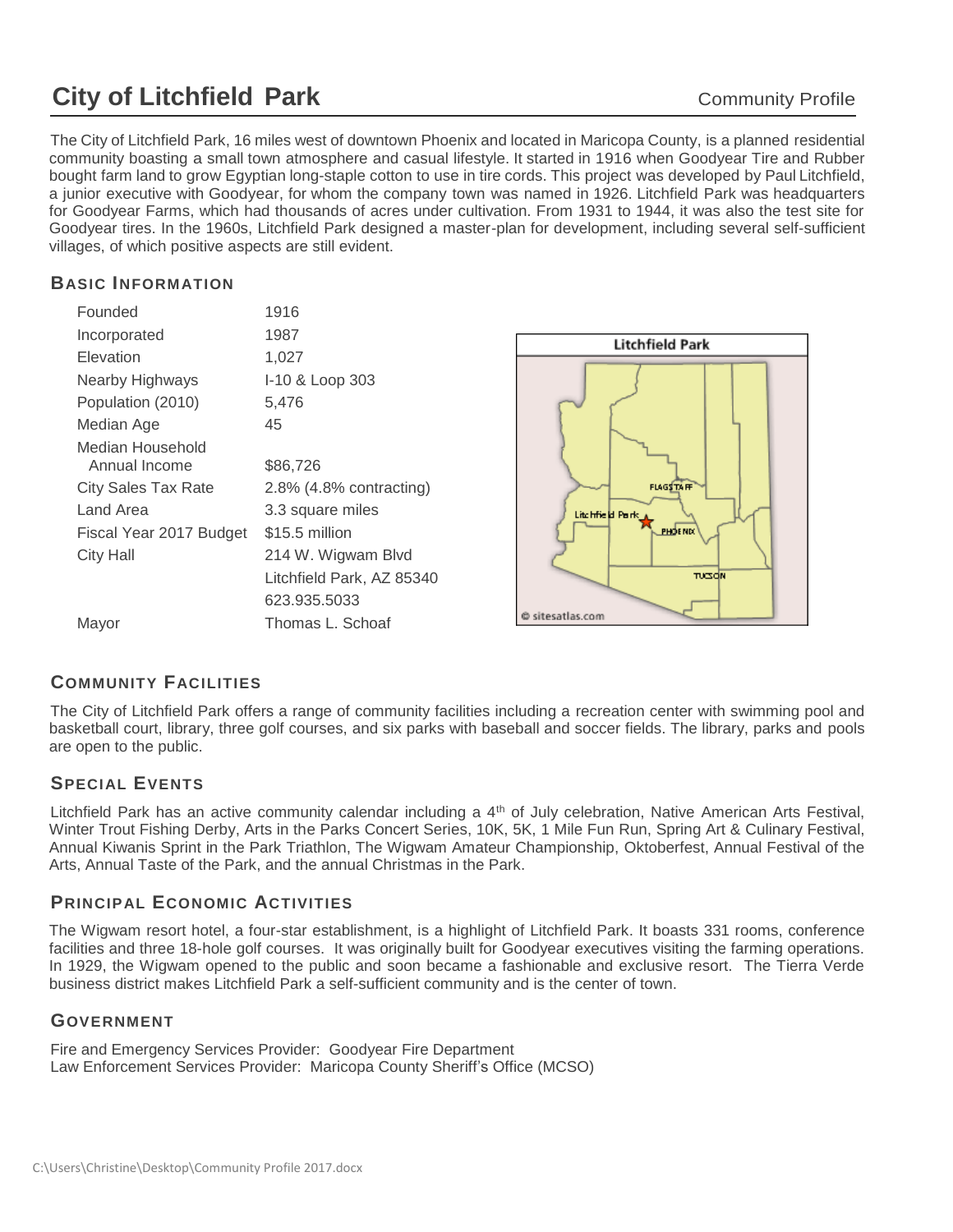# City of Litchfield Park

Community Profile

The City of Litchfield Park, 16 miles west of downtown Phoenix and located in Maricopa County, is a planned residential community boasting a small town atmosphere and casual lifestyle. It started in 1916 when Goodyear Tire and Rubber bought farm land to grow Egyptian long-staple cotton to use in tire cords. This project was developed by Paul Litchfield, a junior executive with Goodyear, for whom the company town was named in 1926. Litchfield Park was headquarters for Goodyear Farms, which had thousands of acres under cultivation. From 1931 to 1944, it was also the test site for Goodyear tires. In the 1960s, Litchfield Park designed a master-plan for development, including several self-sufficient villages, of which positive aspects are still evident.

## Basic Information

| | |
|---|---|
| Founded | 1916 |
| Incorporated | 1987 |
| Elevation | 1,027 |
| Nearby Highways | I-10 & Loop 303 |
| Population (2010) | 5,476 |
| Median Age | 45 |
| Median Household Annual Income | $86,726 |
| City Sales Tax Rate | 2.8% (4.8% contracting) |
| Land Area | 3.3 square miles |
| Fiscal Year 2017 Budget | $15.5 million |
| City Hall | 214 W. Wigwam Blvd<br>Litchfield Park, AZ 85340<br>623.935.5033 |
| Mayor | Thomas L. Schoaf |

Litchfield Park

FLAGSTAFF

Litchfield Park

PHOENIX

TUCSON

© sitesatlas.com

## Community Facilities

The City of Litchfield Park offers a range of community facilities including a recreation center with swimming pool and basketball court, library, three golf courses, and six parks with baseball and soccer fields. The library, parks and pools are open to the public.

## Special Events

Litchfield Park has an active community calendar including a 4th of July celebration, Native American Arts Festival, Winter Trout Fishing Derby, Arts in the Parks Concert Series, 10K, 5K, 1 Mile Fun Run, Spring Art & Culinary Festival, Annual Kiwanis Sprint in the Park Triathlon, The Wigwam Amateur Championship, Oktoberfest, Annual Festival of the Arts, Annual Taste of the Park, and the annual Christmas in the Park.

## Principal Economic Activities

The Wigwam resort hotel, a four-star establishment, is a highlight of Litchfield Park. It boasts 331 rooms, conference facilities and three 18-hole golf courses. It was originally built for Goodyear executives visiting the farming operations. In 1929, the Wigwam opened to the public and soon became a fashionable and exclusive resort. The Tierra Verde business district makes Litchfield Park a self-sufficient community and is the center of town.

## Government

Fire and Emergency Services Provider: Goodyear Fire Department
Law Enforcement Services Provider: Maricopa County Sheriff's Office (MCSO)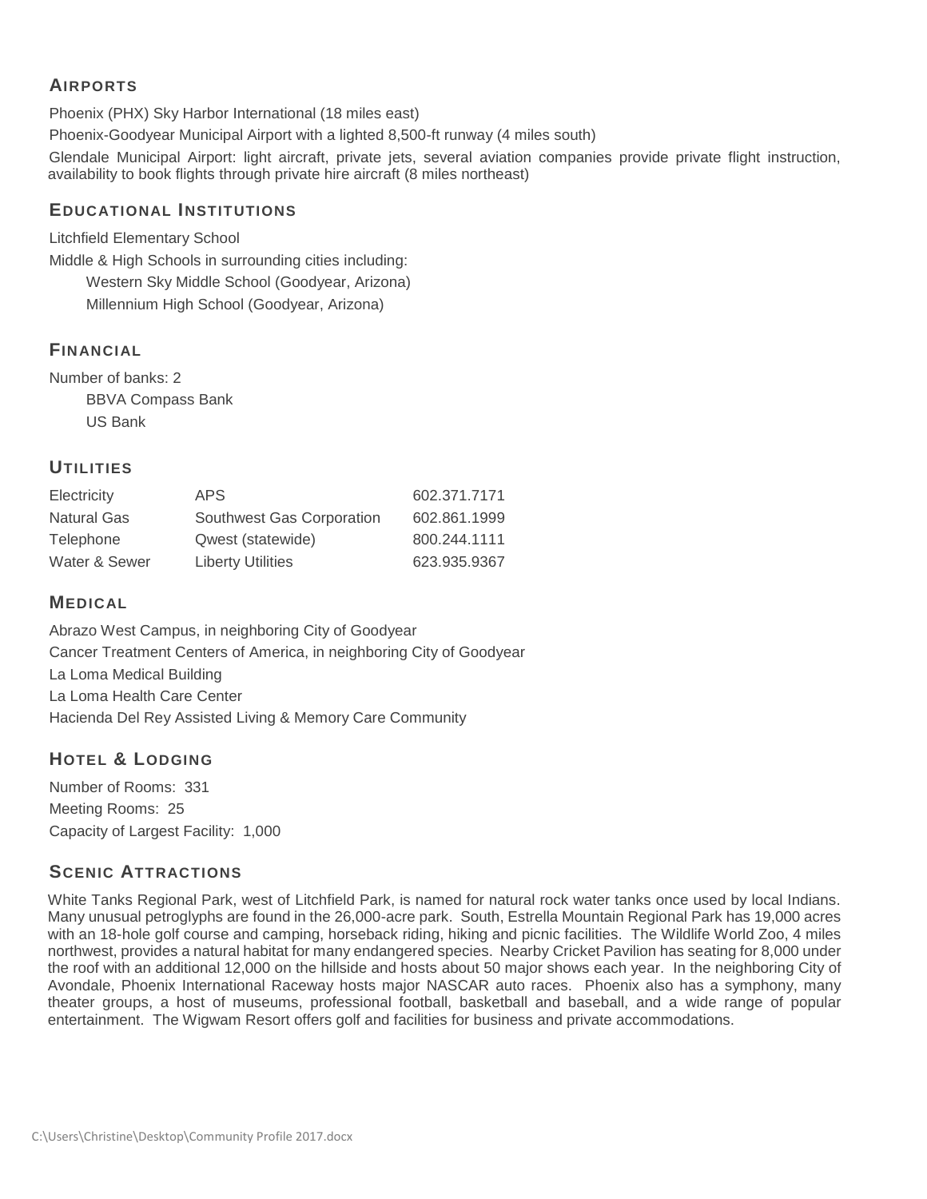## Airports

Phoenix (PHX) Sky Harbor International (18 miles east)

Phoenix-Goodyear Municipal Airport with a lighted 8,500-ft runway (4 miles south)

Glendale Municipal Airport: light aircraft, private jets, several aviation companies provide private flight instruction, availability to book flights through private hire aircraft (8 miles northeast)

## Educational Institutions

Litchfield Elementary School

Middle & High Schools in surrounding cities including:

- Western Sky Middle School (Goodyear, Arizona)
- Millennium High School (Goodyear, Arizona)

## Financial

Number of banks: 2

- BBVA Compass Bank
- US Bank

## Utilities

| | | |
|---|---|---|
| Electricity | APS | 602.371.7171 |
| Natural Gas | Southwest Gas Corporation | 602.861.1999 |
| Telephone | Qwest (statewide) | 800.244.1111 |
| Water & Sewer | Liberty Utilities | 623.935.9367 |

## Medical

Abrazo West Campus, in neighboring City of Goodyear

Cancer Treatment Centers of America, in neighboring City of Goodyear

La Loma Medical Building

La Loma Health Care Center

Hacienda Del Rey Assisted Living & Memory Care Community

## Hotel & Lodging

Number of Rooms: 331

Meeting Rooms: 25

Capacity of Largest Facility: 1,000

## Scenic Attractions

White Tanks Regional Park, west of Litchfield Park, is named for natural rock water tanks once used by local Indians. Many unusual petroglyphs are found in the 26,000-acre park. South, Estrella Mountain Regional Park has 19,000 acres with an 18-hole golf course and camping, horseback riding, hiking and picnic facilities. The Wildlife World Zoo, 4 miles northwest, provides a natural habitat for many endangered species. Nearby Cricket Pavilion has seating for 8,000 under the roof with an additional 12,000 on the hillside and hosts about 50 major shows each year. In the neighboring City of Avondale, Phoenix International Raceway hosts major NASCAR auto races. Phoenix also has a symphony, many theater groups, a host of museums, professional football, basketball and baseball, and a wide range of popular entertainment. The Wigwam Resort offers golf and facilities for business and private accommodations.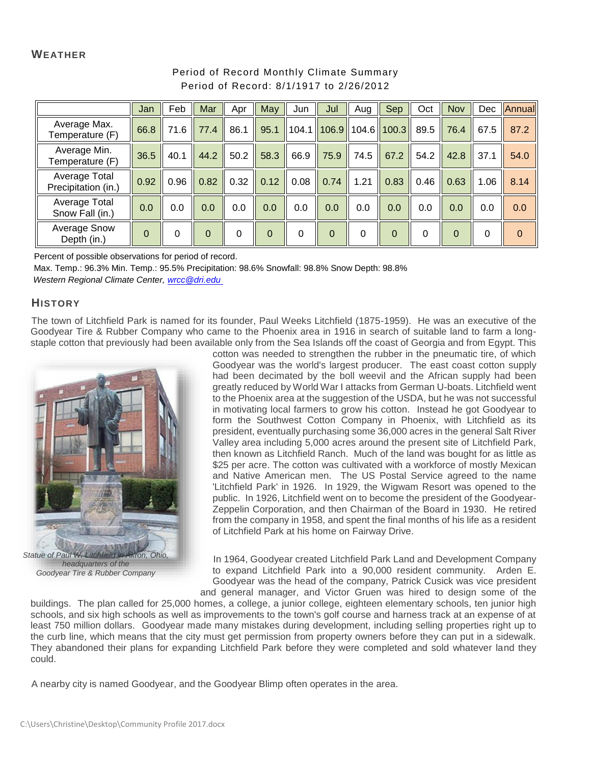## WEATHER

Period of Record Monthly Climate Summary
Period of Record: 8/1/1917 to 2/26/2012

| | Jan | Feb | Mar | Apr | May | Jun | Jul | Aug | Sep | Oct | Nov | Dec | Annual |
|---|---|---|---|---|---|---|---|---|---|---|---|---|---|
| Average Max. Temperature (F) | 66.8 | 71.6 | 77.4 | 86.1 | 95.1 | 104.1 | 106.9 | 104.6 | 100.3 | 89.5 | 76.4 | 67.5 | 87.2 |
| Average Min. Temperature (F) | 36.5 | 40.1 | 44.2 | 50.2 | 58.3 | 66.9 | 75.9 | 74.5 | 67.2 | 54.2 | 42.8 | 37.1 | 54.0 |
| Average Total Precipitation (in.) | 0.92 | 0.96 | 0.82 | 0.32 | 0.12 | 0.08 | 0.74 | 1.21 | 0.83 | 0.46 | 0.63 | 1.06 | 8.14 |
| Average Total Snow Fall (in.) | 0.0 | 0.0 | 0.0 | 0.0 | 0.0 | 0.0 | 0.0 | 0.0 | 0.0 | 0.0 | 0.0 | 0.0 | 0.0 |
| Average Snow Depth (in.) | 0 | 0 | 0 | 0 | 0 | 0 | 0 | 0 | 0 | 0 | 0 | 0 | 0 |

Percent of possible observations for period of record.
Max. Temp.: 96.3% Min. Temp.: 95.5% Precipitation: 98.6% Snowfall: 98.8% Snow Depth: 98.8%
*Western Regional Climate Center, wrcc@dri.edu*

## HISTORY

The town of Litchfield Park is named for its founder, Paul Weeks Litchfield (1875-1959). He was an executive of the Goodyear Tire & Rubber Company who came to the Phoenix area in 1916 in search of suitable land to farm a long-staple cotton that previously had been available only from the Sea Islands off the coast of Georgia and from Egypt. This cotton was needed to strengthen the rubber in the pneumatic tire, of which Goodyear was the world's largest producer. The east coast cotton supply had been decimated by the boll weevil and the African supply had been greatly reduced by World War I attacks from German U-boats. Litchfield went to the Phoenix area at the suggestion of the USDA, but he was not successful in motivating local farmers to grow his cotton. Instead he got Goodyear to form the Southwest Cotton Company in Phoenix, with Litchfield as its president, eventually purchasing some 36,000 acres in the general Salt River Valley area including 5,000 acres around the present site of Litchfield Park, then known as Litchfield Ranch. Much of the land was bought for as little as $25 per acre. The cotton was cultivated with a workforce of mostly Mexican and Native American men. The US Postal Service agreed to the name 'Litchfield Park' in 1926. In 1929, the Wigwam Resort was opened to the public. In 1926, Litchfield went on to become the president of the Goodyear-Zeppelin Corporation, and then Chairman of the Board in 1930. He retired from the company in 1958, and spent the final months of his life as a resident of Litchfield Park at his home on Fairway Drive.

*Statue of Paul W. Litchfield in Akron, Ohio, headquarters of the Goodyear Tire & Rubber Company*

In 1964, Goodyear created Litchfield Park Land and Development Company to expand Litchfield Park into a 90,000 resident community. Arden E. Goodyear was the head of the company, Patrick Cusick was vice president and general manager, and Victor Gruen was hired to design some of the buildings. The plan called for 25,000 homes, a college, a junior college, eighteen elementary schools, ten junior high schools, and six high schools as well as improvements to the town's golf course and harness track at an expense of at least 750 million dollars. Goodyear made many mistakes during development, including selling properties right up to the curb line, which means that the city must get permission from property owners before they can put in a sidewalk. They abandoned their plans for expanding Litchfield Park before they were completed and sold whatever land they could.

A nearby city is named Goodyear, and the Goodyear Blimp often operates in the area.